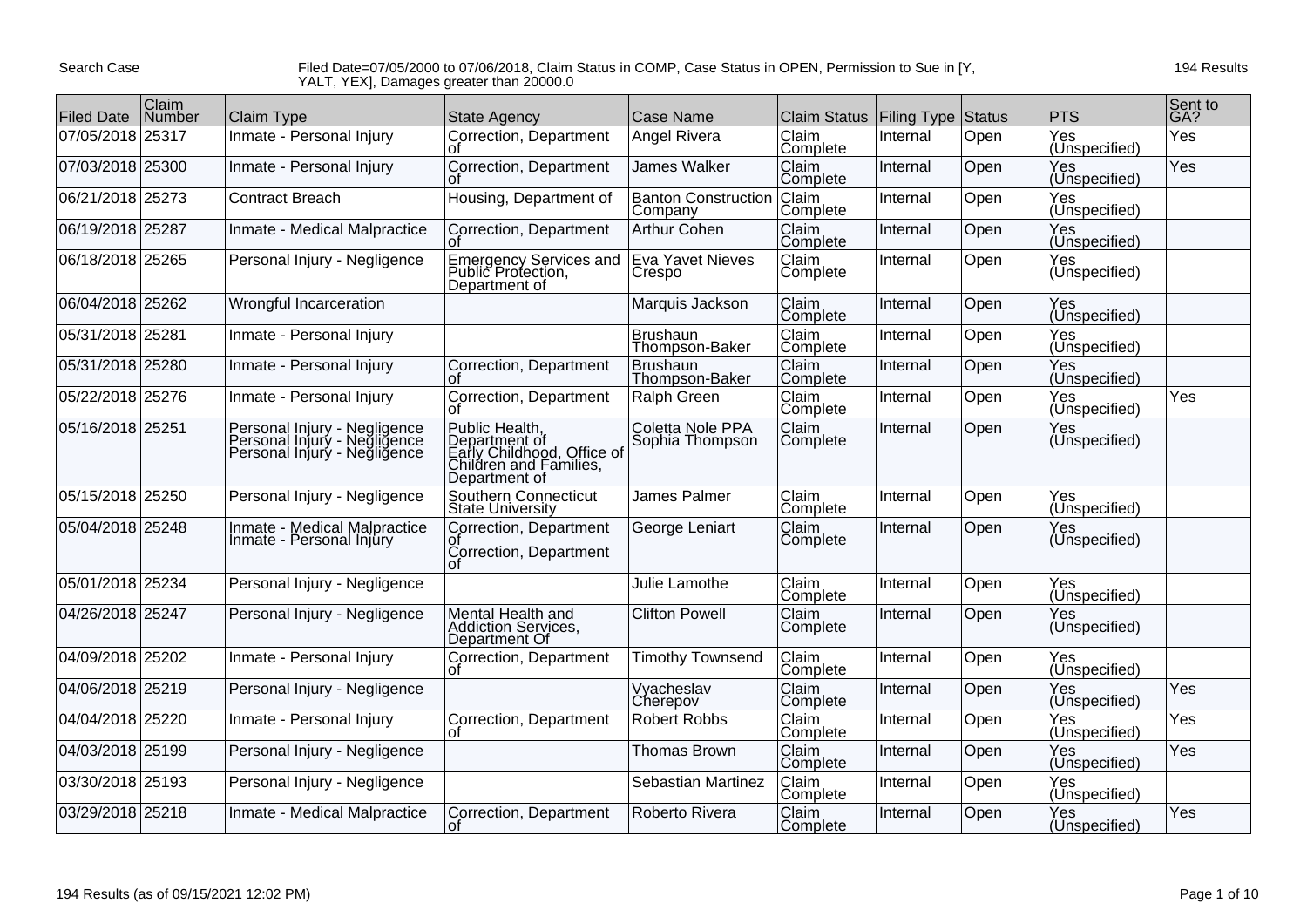Search Case

Filed Date=07/05/2000 to 07/06/2018, Claim Status in COMP, Case Status in OPEN, Permission to Sue in [Y, YALT, YEX], Damages greater than 20000.0

194 Results

| Filed Date | Claim Number | Claim Type | State Agency | Case Name | Claim Status | Filing Type | Status | PTS | Sent to GA? |
|---|---|---|---|---|---|---|---|---|---|
| 07/05/2018 | 25317 | Inmate - Personal Injury | Correction, Department of | Angel Rivera | Claim Complete | Internal | Open | Yes (Unspecified) | Yes |
| 07/03/2018 | 25300 | Inmate - Personal Injury | Correction, Department of | James Walker | Claim Complete | Internal | Open | Yes (Unspecified) | Yes |
| 06/21/2018 | 25273 | Contract Breach | Housing, Department of | Banton Construction Company | Claim Complete | Internal | Open | Yes (Unspecified) | |
| 06/19/2018 | 25287 | Inmate - Medical Malpractice | Correction, Department of | Arthur Cohen | Claim Complete | Internal | Open | Yes (Unspecified) | |
| 06/18/2018 | 25265 | Personal Injury - Negligence | Emergency Services and Public Protection, Department of | Eva Yavet Nieves Crespo | Claim Complete | Internal | Open | Yes (Unspecified) | |
| 06/04/2018 | 25262 | Wrongful Incarceration | | Marquis Jackson | Claim Complete | Internal | Open | Yes (Unspecified) | |
| 05/31/2018 | 25281 | Inmate - Personal Injury | | Brushaun Thompson-Baker | Claim Complete | Internal | Open | Yes (Unspecified) | |
| 05/31/2018 | 25280 | Inmate - Personal Injury | Correction, Department of | Brushaun Thompson-Baker | Claim Complete | Internal | Open | Yes (Unspecified) | |
| 05/22/2018 | 25276 | Inmate - Personal Injury | Correction, Department of | Ralph Green | Claim Complete | Internal | Open | Yes (Unspecified) | Yes |
| 05/16/2018 | 25251 | Personal Injury - Negligence<br>Personal Injury - Negligence<br>Personal Injury - Negligence | Public Health, Department of<br>Early Childhood, Office of<br>Children and Families, Department of | Coletta Nole PPA Sophia Thompson | Claim Complete | Internal | Open | Yes (Unspecified) | |
| 05/15/2018 | 25250 | Personal Injury - Negligence | Southern Connecticut State University | James Palmer | Claim Complete | Internal | Open | Yes (Unspecified) | |
| 05/04/2018 | 25248 | Inmate - Medical Malpractice<br>Inmate - Personal Injury | Correction, Department of<br>Correction, Department of | George Leniart | Claim Complete | Internal | Open | Yes (Unspecified) | |
| 05/01/2018 | 25234 | Personal Injury - Negligence | | Julie Lamothe | Claim Complete | Internal | Open | Yes (Unspecified) | |
| 04/26/2018 | 25247 | Personal Injury - Negligence | Mental Health and Addiction Services, Department Of | Clifton Powell | Claim Complete | Internal | Open | Yes (Unspecified) | |
| 04/09/2018 | 25202 | Inmate - Personal Injury | Correction, Department of | Timothy Townsend | Claim Complete | Internal | Open | Yes (Unspecified) | |
| 04/06/2018 | 25219 | Personal Injury - Negligence | | Vyacheslav Cherepov | Claim Complete | Internal | Open | Yes (Unspecified) | Yes |
| 04/04/2018 | 25220 | Inmate - Personal Injury | Correction, Department of | Robert Robbs | Claim Complete | Internal | Open | Yes (Unspecified) | Yes |
| 04/03/2018 | 25199 | Personal Injury - Negligence | | Thomas Brown | Claim Complete | Internal | Open | Yes (Unspecified) | Yes |
| 03/30/2018 | 25193 | Personal Injury - Negligence | | Sebastian Martinez | Claim Complete | Internal | Open | Yes (Unspecified) | |
| 03/29/2018 | 25218 | Inmate - Medical Malpractice | Correction, Department of | Roberto Rivera | Claim Complete | Internal | Open | Yes (Unspecified) | Yes |

194 Results (as of 09/15/2021 12:02 PM)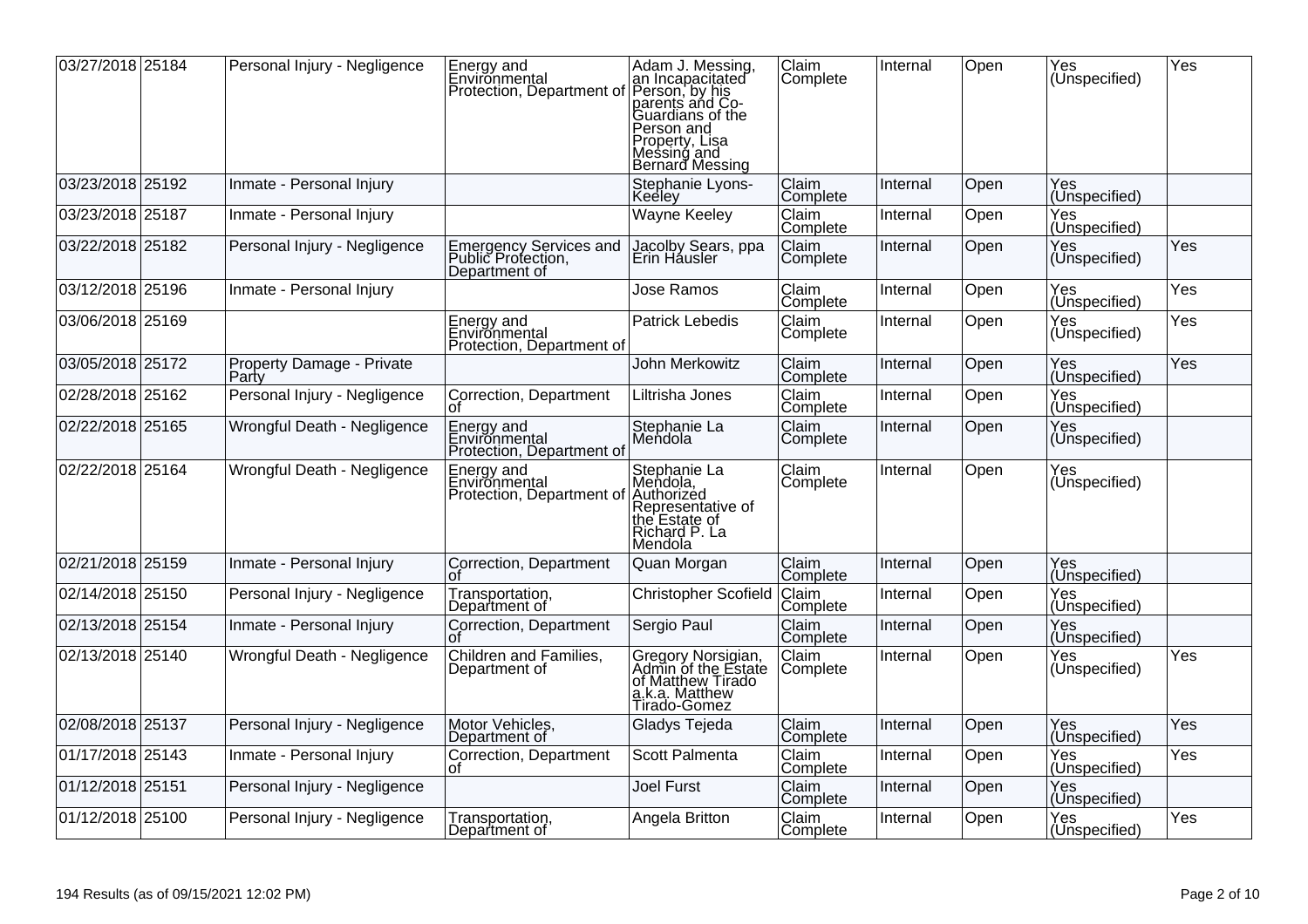| | | | | | | | | | |
|---|---|---|---|---|---|---|---|---|---|
| 03/27/2018 | 25184 | Personal Injury - Negligence | Energy and Environmental Protection, Department of | Adam J. Messing, an Incapacitated Person, by his parents and Co-Guardians of the Person and Property, Lisa Messing and Bernard Messing | Claim Complete | Internal | Open | Yes (Unspecified) | Yes |
| 03/23/2018 | 25192 | Inmate - Personal Injury | | Stephanie Lyons-Keeley | Claim Complete | Internal | Open | Yes (Unspecified) | |
| 03/23/2018 | 25187 | Inmate - Personal Injury | | Wayne Keeley | Claim Complete | Internal | Open | Yes (Unspecified) | |
| 03/22/2018 | 25182 | Personal Injury - Negligence | Emergency Services and Public Protection, Department of | Jacolby Sears, ppa Erin Hausler | Claim Complete | Internal | Open | Yes (Unspecified) | Yes |
| 03/12/2018 | 25196 | Inmate - Personal Injury | | Jose Ramos | Claim Complete | Internal | Open | Yes (Unspecified) | Yes |
| 03/06/2018 | 25169 | | Energy and Environmental Protection, Department of | Patrick Lebedis | Claim Complete | Internal | Open | Yes (Unspecified) | Yes |
| 03/05/2018 | 25172 | Property Damage - Private Party | | John Merkowitz | Claim Complete | Internal | Open | Yes (Unspecified) | Yes |
| 02/28/2018 | 25162 | Personal Injury - Negligence | Correction, Department of | Liltrisha Jones | Claim Complete | Internal | Open | Yes (Unspecified) | |
| 02/22/2018 | 25165 | Wrongful Death - Negligence | Energy and Environmental Protection, Department of | Stephanie La Mendola | Claim Complete | Internal | Open | Yes (Unspecified) | |
| 02/22/2018 | 25164 | Wrongful Death - Negligence | Energy and Environmental Protection, Department of | Stephanie La Mendola, Authorized Representative of the Estate of Richard P. La Mendola | Claim Complete | Internal | Open | Yes (Unspecified) | |
| 02/21/2018 | 25159 | Inmate - Personal Injury | Correction, Department of | Quan Morgan | Claim Complete | Internal | Open | Yes (Unspecified) | |
| 02/14/2018 | 25150 | Personal Injury - Negligence | Transportation, Department of | Christopher Scofield | Claim Complete | Internal | Open | Yes (Unspecified) | |
| 02/13/2018 | 25154 | Inmate - Personal Injury | Correction, Department of | Sergio Paul | Claim Complete | Internal | Open | Yes (Unspecified) | |
| 02/13/2018 | 25140 | Wrongful Death - Negligence | Children and Families, Department of | Gregory Norsigian, Admin of the Estate of Matthew Tirado a.k.a. Matthew Tirado-Gomez | Claim Complete | Internal | Open | Yes (Unspecified) | Yes |
| 02/08/2018 | 25137 | Personal Injury - Negligence | Motor Vehicles, Department of | Gladys Tejeda | Claim Complete | Internal | Open | Yes (Unspecified) | Yes |
| 01/17/2018 | 25143 | Inmate - Personal Injury | Correction, Department of | Scott Palmenta | Claim Complete | Internal | Open | Yes (Unspecified) | Yes |
| 01/12/2018 | 25151 | Personal Injury - Negligence | | Joel Furst | Claim Complete | Internal | Open | Yes (Unspecified) | |
| 01/12/2018 | 25100 | Personal Injury - Negligence | Transportation, Department of | Angela Britton | Claim Complete | Internal | Open | Yes (Unspecified) | Yes |

194 Results (as of 09/15/2021 12:02 PM)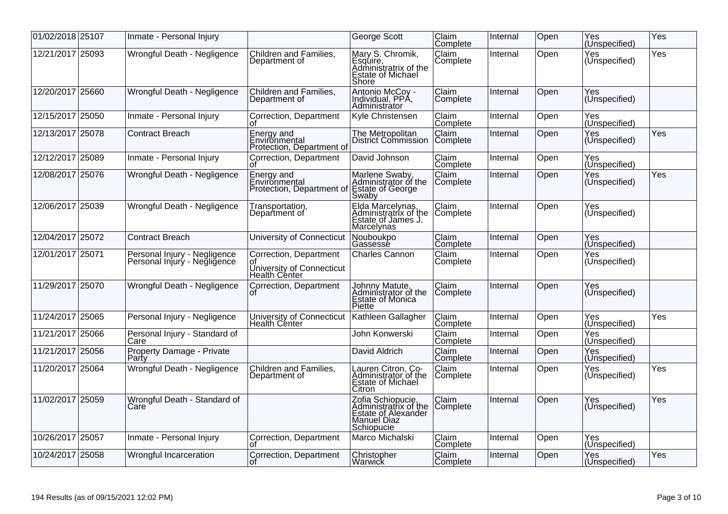| | | | | | | | | | |
|---|---|---|---|---|---|---|---|---|---|
| 01/02/2018 | 25107 | Inmate - Personal Injury | | George Scott | Claim Complete | Internal | Open | Yes (Unspecified) | Yes |
| 12/21/2017 | 25093 | Wrongful Death - Negligence | Children and Families, Department of | Mary S. Chromik, Esquire, Administratrix of the Estate of Michael Shore | Claim Complete | Internal | Open | Yes (Unspecified) | Yes |
| 12/20/2017 | 25660 | Wrongful Death - Negligence | Children and Families, Department of | Antonio McCoy - Individual, PPA, Administrator | Claim Complete | Internal | Open | Yes (Unspecified) | |
| 12/15/2017 | 25050 | Inmate - Personal Injury | Correction, Department of | Kyle Christensen | Claim Complete | Internal | Open | Yes (Unspecified) | |
| 12/13/2017 | 25078 | Contract Breach | Energy and Environmental Protection, Department of | The Metropolitan District Commission | Claim Complete | Internal | Open | Yes (Unspecified) | Yes |
| 12/12/2017 | 25089 | Inmate - Personal Injury | Correction, Department of | David Johnson | Claim Complete | Internal | Open | Yes (Unspecified) | |
| 12/08/2017 | 25076 | Wrongful Death - Negligence | Energy and Environmental Protection, Department of | Marlene Swaby, Administrator of the Estate of George Swaby | Claim Complete | Internal | Open | Yes (Unspecified) | Yes |
| 12/06/2017 | 25039 | Wrongful Death - Negligence | Transportation, Department of | Elda Marcelynas, Administratrix of the Estate of James J. Marcelynas | Claim Complete | Internal | Open | Yes (Unspecified) | |
| 12/04/2017 | 25072 | Contract Breach | University of Connecticut | Nouboukpo Gassesse | Claim Complete | Internal | Open | Yes (Unspecified) | |
| 12/01/2017 | 25071 | Personal Injury - Negligence Personal Injury - Negligence | Correction, Department of University of Connecticut Health Center | Charles Cannon | Claim Complete | Internal | Open | Yes (Unspecified) | |
| 11/29/2017 | 25070 | Wrongful Death - Negligence | Correction, Department of | Johnny Matute, Administrator of the Estate of Monica Piette | Claim Complete | Internal | Open | Yes (Unspecified) | |
| 11/24/2017 | 25065 | Personal Injury - Negligence | University of Connecticut Health Center | Kathleen Gallagher | Claim Complete | Internal | Open | Yes (Unspecified) | Yes |
| 11/21/2017 | 25066 | Personal Injury - Standard of Care | | John Konwerski | Claim Complete | Internal | Open | Yes (Unspecified) | |
| 11/21/2017 | 25056 | Property Damage - Private Party | | David Aldrich | Claim Complete | Internal | Open | Yes (Unspecified) | |
| 11/20/2017 | 25064 | Wrongful Death - Negligence | Children and Families, Department of | Lauren Citron, Co-Administrator of the Estate of Michael Citron | Claim Complete | Internal | Open | Yes (Unspecified) | Yes |
| 11/02/2017 | 25059 | Wrongful Death - Standard of Care | | Zofia Schiopucie, Administratrix of the Estate of Alexander Manuel Diaz Schiopucie | Claim Complete | Internal | Open | Yes (Unspecified) | Yes |
| 10/26/2017 | 25057 | Inmate - Personal Injury | Correction, Department of | Marco Michalski | Claim Complete | Internal | Open | Yes (Unspecified) | |
| 10/24/2017 | 25058 | Wrongful Incarceration | Correction, Department of | Christopher Warwick | Claim Complete | Internal | Open | Yes (Unspecified) | Yes |

194 Results (as of 09/15/2021 12:02 PM)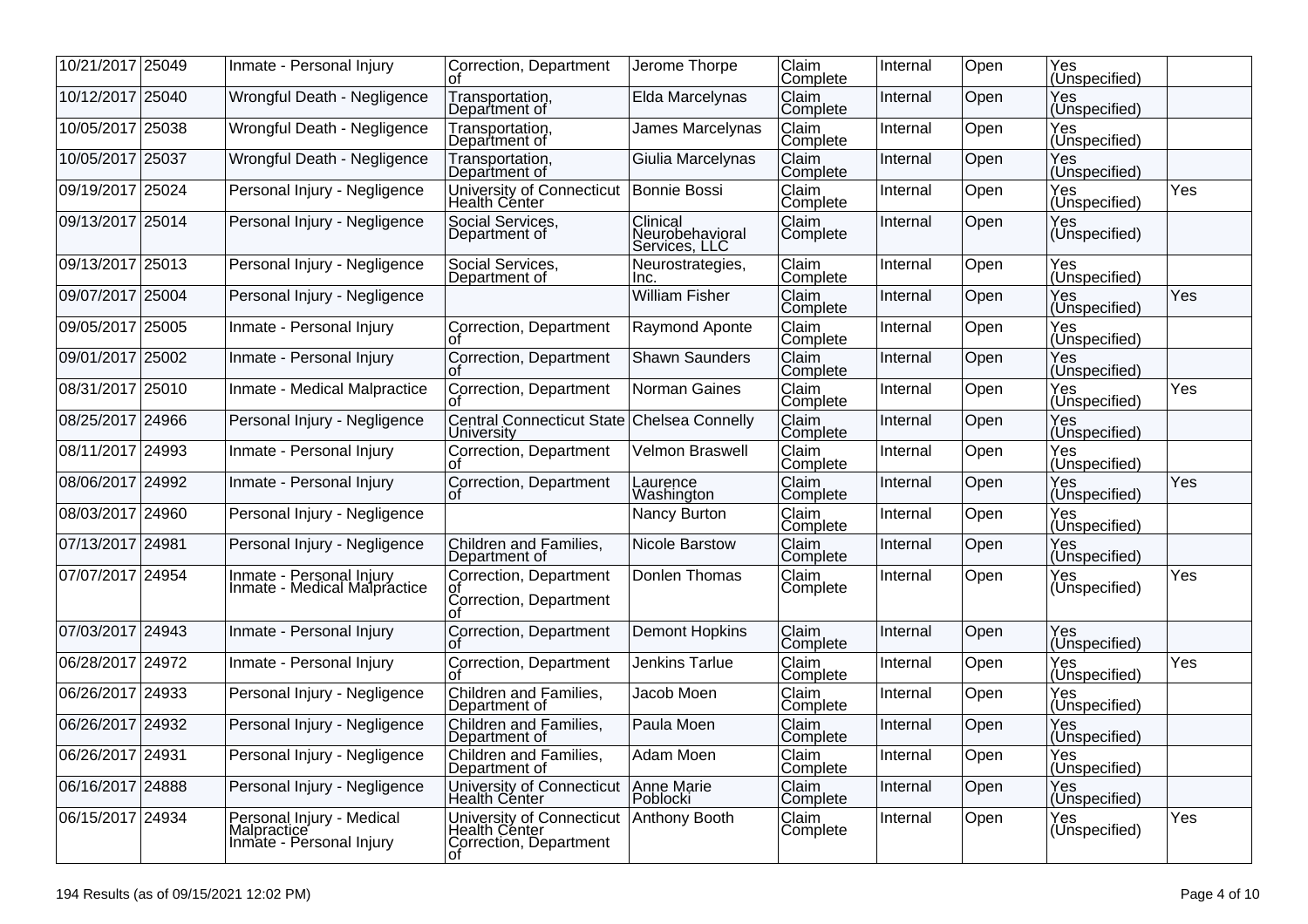| | | | | | | | | | |
|---|---|---|---|---|---|---|---|---|---|
| 10/21/2017 | 25049 | Inmate - Personal Injury | Correction, Department of | Jerome Thorpe | Claim Complete | Internal | Open | Yes (Unspecified) | |
| 10/12/2017 | 25040 | Wrongful Death - Negligence | Transportation, Department of | Elda Marcelynas | Claim Complete | Internal | Open | Yes (Unspecified) | |
| 10/05/2017 | 25038 | Wrongful Death - Negligence | Transportation, Department of | James Marcelynas | Claim Complete | Internal | Open | Yes (Unspecified) | |
| 10/05/2017 | 25037 | Wrongful Death - Negligence | Transportation, Department of | Giulia Marcelynas | Claim Complete | Internal | Open | Yes (Unspecified) | |
| 09/19/2017 | 25024 | Personal Injury - Negligence | University of Connecticut Health Center | Bonnie Bossi | Claim Complete | Internal | Open | Yes (Unspecified) | Yes |
| 09/13/2017 | 25014 | Personal Injury - Negligence | Social Services, Department of | Clinical Neurobehavioral Services, LLC | Claim Complete | Internal | Open | Yes (Unspecified) | |
| 09/13/2017 | 25013 | Personal Injury - Negligence | Social Services, Department of | Neurostrategies, Inc. | Claim Complete | Internal | Open | Yes (Unspecified) | |
| 09/07/2017 | 25004 | Personal Injury - Negligence | | William Fisher | Claim Complete | Internal | Open | Yes (Unspecified) | Yes |
| 09/05/2017 | 25005 | Inmate - Personal Injury | Correction, Department of | Raymond Aponte | Claim Complete | Internal | Open | Yes (Unspecified) | |
| 09/01/2017 | 25002 | Inmate - Personal Injury | Correction, Department of | Shawn Saunders | Claim Complete | Internal | Open | Yes (Unspecified) | |
| 08/31/2017 | 25010 | Inmate - Medical Malpractice | Correction, Department of | Norman Gaines | Claim Complete | Internal | Open | Yes (Unspecified) | Yes |
| 08/25/2017 | 24966 | Personal Injury - Negligence | Central Connecticut State University | Chelsea Connelly | Claim Complete | Internal | Open | Yes (Unspecified) | |
| 08/11/2017 | 24993 | Inmate - Personal Injury | Correction, Department of | Velmon Braswell | Claim Complete | Internal | Open | Yes (Unspecified) | |
| 08/06/2017 | 24992 | Inmate - Personal Injury | Correction, Department of | Laurence Washington | Claim Complete | Internal | Open | Yes (Unspecified) | Yes |
| 08/03/2017 | 24960 | Personal Injury - Negligence | | Nancy Burton | Claim Complete | Internal | Open | Yes (Unspecified) | |
| 07/13/2017 | 24981 | Personal Injury - Negligence | Children and Families, Department of | Nicole Barstow | Claim Complete | Internal | Open | Yes (Unspecified) | |
| 07/07/2017 | 24954 | Inmate - Personal Injury Inmate - Medical Malpractice | Correction, Department of Correction, Department of | Donlen Thomas | Claim Complete | Internal | Open | Yes (Unspecified) | Yes |
| 07/03/2017 | 24943 | Inmate - Personal Injury | Correction, Department of | Demont Hopkins | Claim Complete | Internal | Open | Yes (Unspecified) | |
| 06/28/2017 | 24972 | Inmate - Personal Injury | Correction, Department of | Jenkins Tarlue | Claim Complete | Internal | Open | Yes (Unspecified) | Yes |
| 06/26/2017 | 24933 | Personal Injury - Negligence | Children and Families, Department of | Jacob Moen | Claim Complete | Internal | Open | Yes (Unspecified) | |
| 06/26/2017 | 24932 | Personal Injury - Negligence | Children and Families, Department of | Paula Moen | Claim Complete | Internal | Open | Yes (Unspecified) | |
| 06/26/2017 | 24931 | Personal Injury - Negligence | Children and Families, Department of | Adam Moen | Claim Complete | Internal | Open | Yes (Unspecified) | |
| 06/16/2017 | 24888 | Personal Injury - Negligence | University of Connecticut Health Center | Anne Marie Poblocki | Claim Complete | Internal | Open | Yes (Unspecified) | |
| 06/15/2017 | 24934 | Personal Injury - Medical Malpractice Inmate - Personal Injury | University of Connecticut Health Center Correction, Department of | Anthony Booth | Claim Complete | Internal | Open | Yes (Unspecified) | Yes |

194 Results (as of 09/15/2021 12:02 PM)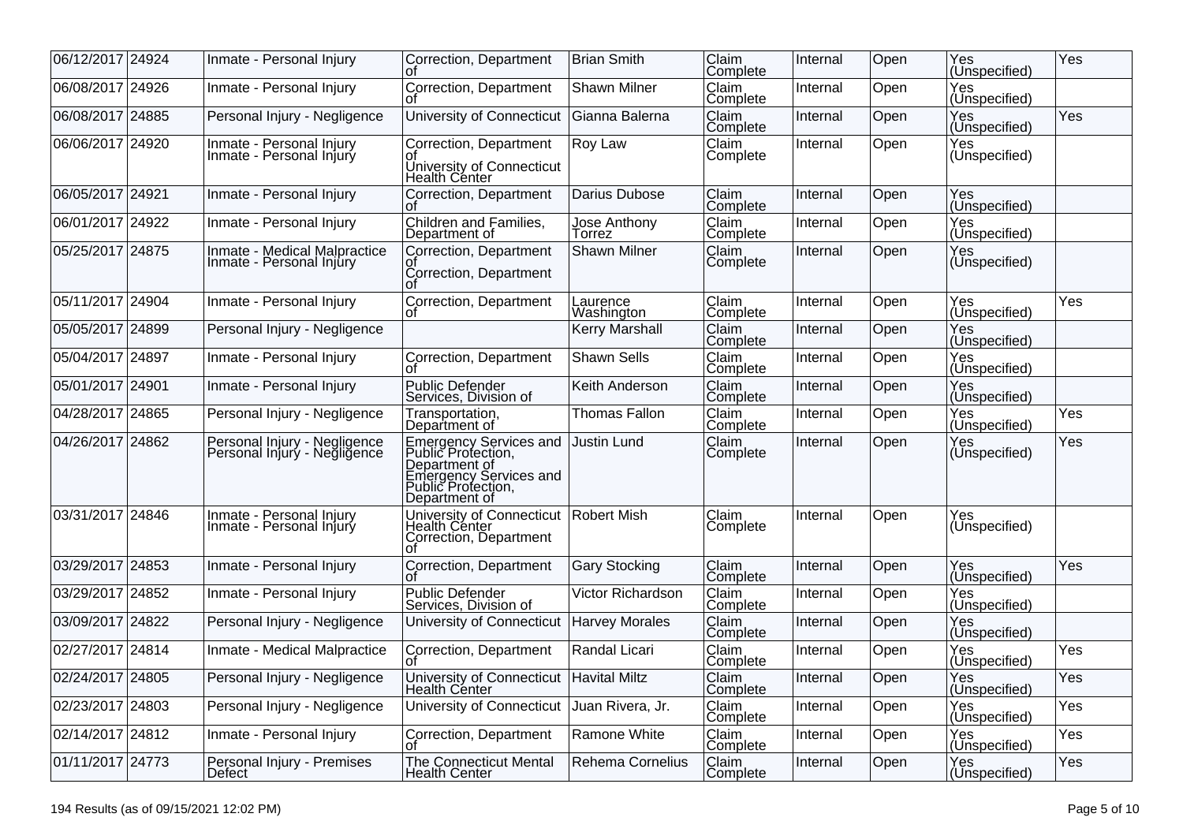| | | | | | | | | | |
|---|---|---|---|---|---|---|---|---|---|
| 06/12/2017 | 24924 | Inmate - Personal Injury | Correction, Department of | Brian Smith | Claim Complete | Internal | Open | Yes (Unspecified) | Yes |
| 06/08/2017 | 24926 | Inmate - Personal Injury | Correction, Department of | Shawn Milner | Claim Complete | Internal | Open | Yes (Unspecified) | |
| 06/08/2017 | 24885 | Personal Injury - Negligence | University of Connecticut | Gianna Balerna | Claim Complete | Internal | Open | Yes (Unspecified) | Yes |
| 06/06/2017 | 24920 | Inmate - Personal Injury<br>Inmate - Personal Injury | Correction, Department of<br>University of Connecticut Health Center | Roy Law | Claim Complete | Internal | Open | Yes (Unspecified) | |
| 06/05/2017 | 24921 | Inmate - Personal Injury | Correction, Department of | Darius Dubose | Claim Complete | Internal | Open | Yes (Unspecified) | |
| 06/01/2017 | 24922 | Inmate - Personal Injury | Children and Families, Department of | Jose Anthony Torrez | Claim Complete | Internal | Open | Yes (Unspecified) | |
| 05/25/2017 | 24875 | Inmate - Medical Malpractice<br>Inmate - Personal Injury | Correction, Department of<br>Correction, Department of | Shawn Milner | Claim Complete | Internal | Open | Yes (Unspecified) | |
| 05/11/2017 | 24904 | Inmate - Personal Injury | Correction, Department of | Laurence Washington | Claim Complete | Internal | Open | Yes (Unspecified) | Yes |
| 05/05/2017 | 24899 | Personal Injury - Negligence | | Kerry Marshall | Claim Complete | Internal | Open | Yes (Unspecified) | |
| 05/04/2017 | 24897 | Inmate - Personal Injury | Correction, Department of | Shawn Sells | Claim Complete | Internal | Open | Yes (Unspecified) | |
| 05/01/2017 | 24901 | Inmate - Personal Injury | Public Defender Services, Division of | Keith Anderson | Claim Complete | Internal | Open | Yes (Unspecified) | |
| 04/28/2017 | 24865 | Personal Injury - Negligence | Transportation, Department of | Thomas Fallon | Claim Complete | Internal | Open | Yes (Unspecified) | Yes |
| 04/26/2017 | 24862 | Personal Injury - Negligence<br>Personal Injury - Negligence | Emergency Services and Public Protection, Department of<br>Emergency Services and Public Protection, Department of | Justin Lund | Claim Complete | Internal | Open | Yes (Unspecified) | Yes |
| 03/31/2017 | 24846 | Inmate - Personal Injury<br>Inmate - Personal Injury | University of Connecticut Health Center<br>Correction, Department of | Robert Mish | Claim Complete | Internal | Open | Yes (Unspecified) | |
| 03/29/2017 | 24853 | Inmate - Personal Injury | Correction, Department of | Gary Stocking | Claim Complete | Internal | Open | Yes (Unspecified) | Yes |
| 03/29/2017 | 24852 | Inmate - Personal Injury | Public Defender Services, Division of | Victor Richardson | Claim Complete | Internal | Open | Yes (Unspecified) | |
| 03/09/2017 | 24822 | Personal Injury - Negligence | University of Connecticut | Harvey Morales | Claim Complete | Internal | Open | Yes (Unspecified) | |
| 02/27/2017 | 24814 | Inmate - Medical Malpractice | Correction, Department of | Randal Licari | Claim Complete | Internal | Open | Yes (Unspecified) | Yes |
| 02/24/2017 | 24805 | Personal Injury - Negligence | University of Connecticut Health Center | Havital Miltz | Claim Complete | Internal | Open | Yes (Unspecified) | Yes |
| 02/23/2017 | 24803 | Personal Injury - Negligence | University of Connecticut | Juan Rivera, Jr. | Claim Complete | Internal | Open | Yes (Unspecified) | Yes |
| 02/14/2017 | 24812 | Inmate - Personal Injury | Correction, Department of | Ramone White | Claim Complete | Internal | Open | Yes (Unspecified) | Yes |
| 01/11/2017 | 24773 | Personal Injury - Premises Defect | The Connecticut Mental Health Center | Rehema Cornelius | Claim Complete | Internal | Open | Yes (Unspecified) | Yes |

194 Results (as of 09/15/2021 12:02 PM)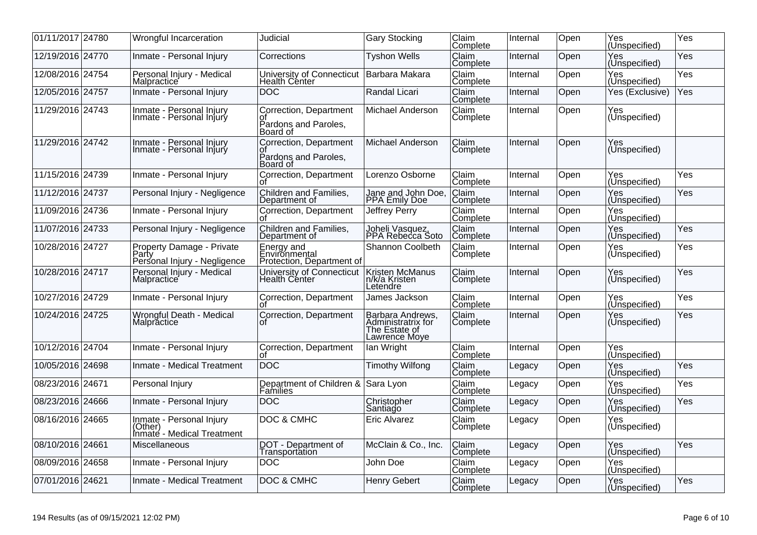| | | | | | | | | | |
|---|---|---|---|---|---|---|---|---|---|
| 01/11/2017 | 24780 | Wrongful Incarceration | Judicial | Gary Stocking | Claim Complete | Internal | Open | Yes (Unspecified) | Yes |
| 12/19/2016 | 24770 | Inmate - Personal Injury | Corrections | Tyshon Wells | Claim Complete | Internal | Open | Yes (Unspecified) | Yes |
| 12/08/2016 | 24754 | Personal Injury - Medical Malpractice | University of Connecticut Health Center | Barbara Makara | Claim Complete | Internal | Open | Yes (Unspecified) | Yes |
| 12/05/2016 | 24757 | Inmate - Personal Injury | DOC | Randal Licari | Claim Complete | Internal | Open | Yes (Exclusive) | Yes |
| 11/29/2016 | 24743 | Inmate - Personal Injury Inmate - Personal Injury | Correction, Department of Pardons and Paroles, Board of | Michael Anderson | Claim Complete | Internal | Open | Yes (Unspecified) | |
| 11/29/2016 | 24742 | Inmate - Personal Injury Inmate - Personal Injury | Correction, Department of Pardons and Paroles, Board of | Michael Anderson | Claim Complete | Internal | Open | Yes (Unspecified) | |
| 11/15/2016 | 24739 | Inmate - Personal Injury | Correction, Department of | Lorenzo Osborne | Claim Complete | Internal | Open | Yes (Unspecified) | Yes |
| 11/12/2016 | 24737 | Personal Injury - Negligence | Children and Families, Department of | Jane and John Doe, PPA Emily Doe | Claim Complete | Internal | Open | Yes (Unspecified) | Yes |
| 11/09/2016 | 24736 | Inmate - Personal Injury | Correction, Department of | Jeffrey Perry | Claim Complete | Internal | Open | Yes (Unspecified) | |
| 11/07/2016 | 24733 | Personal Injury - Negligence | Children and Families, Department of | Joheli Vasquez, PPA Rebecca Soto | Claim Complete | Internal | Open | Yes (Unspecified) | Yes |
| 10/28/2016 | 24727 | Property Damage - Private Party Personal Injury - Negligence | Energy and Environmental Protection, Department of | Shannon Coolbeth | Claim Complete | Internal | Open | Yes (Unspecified) | Yes |
| 10/28/2016 | 24717 | Personal Injury - Medical Malpractice | University of Connecticut Health Center | Kristen McManus n/k/a Kristen Letendre | Claim Complete | Internal | Open | Yes (Unspecified) | Yes |
| 10/27/2016 | 24729 | Inmate - Personal Injury | Correction, Department of | James Jackson | Claim Complete | Internal | Open | Yes (Unspecified) | Yes |
| 10/24/2016 | 24725 | Wrongful Death - Medical Malpractice | Correction, Department of | Barbara Andrews, Administratrix for The Estate of Lawrence Moye | Claim Complete | Internal | Open | Yes (Unspecified) | Yes |
| 10/12/2016 | 24704 | Inmate - Personal Injury | Correction, Department of | Ian Wright | Claim Complete | Internal | Open | Yes (Unspecified) | |
| 10/05/2016 | 24698 | Inmate - Medical Treatment | DOC | Timothy Wilfong | Claim Complete | Legacy | Open | Yes (Unspecified) | Yes |
| 08/23/2016 | 24671 | Personal Injury | Department of Children & Families | Sara Lyon | Claim Complete | Legacy | Open | Yes (Unspecified) | Yes |
| 08/23/2016 | 24666 | Inmate - Personal Injury | DOC | Christopher Santiago | Claim Complete | Legacy | Open | Yes (Unspecified) | Yes |
| 08/16/2016 | 24665 | Inmate - Personal Injury (Other) Inmate - Medical Treatment | DOC & CMHC | Eric Alvarez | Claim Complete | Legacy | Open | Yes (Unspecified) | |
| 08/10/2016 | 24661 | Miscellaneous | DOT - Department of Transportation | McClain & Co., Inc. | Claim Complete | Legacy | Open | Yes (Unspecified) | Yes |
| 08/09/2016 | 24658 | Inmate - Personal Injury | DOC | John Doe | Claim Complete | Legacy | Open | Yes (Unspecified) | |
| 07/01/2016 | 24621 | Inmate - Medical Treatment | DOC & CMHC | Henry Gebert | Claim Complete | Legacy | Open | Yes (Unspecified) | Yes |

194 Results (as of 09/15/2021 12:02 PM)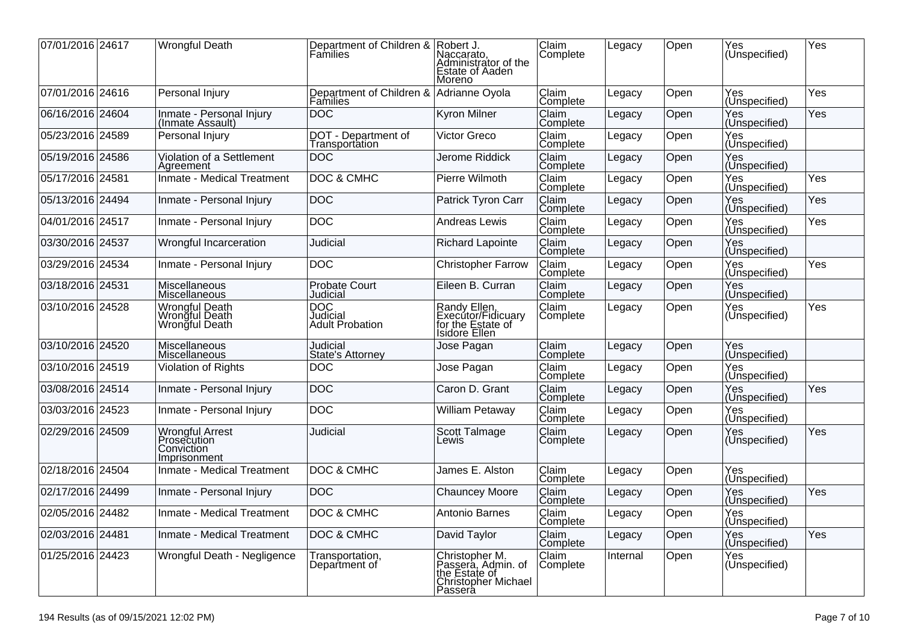| | | | | | | | | | |
|---|---|---|---|---|---|---|---|---|---|
| 07/01/2016 | 24617 | Wrongful Death | Department of Children & Families | Robert J. Naccarato, Administrator of the Estate of Aaden Moreno | Claim Complete | Legacy | Open | Yes (Unspecified) | Yes |
| 07/01/2016 | 24616 | Personal Injury | Department of Children & Families | Adrianne Oyola | Claim Complete | Legacy | Open | Yes (Unspecified) | Yes |
| 06/16/2016 | 24604 | Inmate - Personal Injury (Inmate Assault) | DOC | Kyron Milner | Claim Complete | Legacy | Open | Yes (Unspecified) | Yes |
| 05/23/2016 | 24589 | Personal Injury | DOT - Department of Transportation | Victor Greco | Claim Complete | Legacy | Open | Yes (Unspecified) | |
| 05/19/2016 | 24586 | Violation of a Settlement Agreement | DOC | Jerome Riddick | Claim Complete | Legacy | Open | Yes (Unspecified) | |
| 05/17/2016 | 24581 | Inmate - Medical Treatment | DOC & CMHC | Pierre Wilmoth | Claim Complete | Legacy | Open | Yes (Unspecified) | Yes |
| 05/13/2016 | 24494 | Inmate - Personal Injury | DOC | Patrick Tyron Carr | Claim Complete | Legacy | Open | Yes (Unspecified) | Yes |
| 04/01/2016 | 24517 | Inmate - Personal Injury | DOC | Andreas Lewis | Claim Complete | Legacy | Open | Yes (Unspecified) | Yes |
| 03/30/2016 | 24537 | Wrongful Incarceration | Judicial | Richard Lapointe | Claim Complete | Legacy | Open | Yes (Unspecified) | |
| 03/29/2016 | 24534 | Inmate - Personal Injury | DOC | Christopher Farrow | Claim Complete | Legacy | Open | Yes (Unspecified) | Yes |
| 03/18/2016 | 24531 | Miscellaneous<br>Miscellaneous | Probate Court<br>Judicial | Eileen B. Curran | Claim Complete | Legacy | Open | Yes (Unspecified) | |
| 03/10/2016 | 24528 | Wrongful Death<br>Wrongful Death<br>Wrongful Death | DOC<br>Judicial<br>Adult Probation | Randy Ellen, Executor/Fiduciary for the Estate of Isidore Ellen | Claim Complete | Legacy | Open | Yes (Unspecified) | Yes |
| 03/10/2016 | 24520 | Miscellaneous<br>Miscellaneous | Judicial<br>State's Attorney | Jose Pagan | Claim Complete | Legacy | Open | Yes (Unspecified) | |
| 03/10/2016 | 24519 | Violation of Rights | DOC | Jose Pagan | Claim Complete | Legacy | Open | Yes (Unspecified) | |
| 03/08/2016 | 24514 | Inmate - Personal Injury | DOC | Caron D. Grant | Claim Complete | Legacy | Open | Yes (Unspecified) | Yes |
| 03/03/2016 | 24523 | Inmate - Personal Injury | DOC | William Petaway | Claim Complete | Legacy | Open | Yes (Unspecified) | |
| 02/29/2016 | 24509 | Wrongful Arrest<br>Prosecution<br>Conviction<br>Imprisonment | Judicial | Scott Talmage Lewis | Claim Complete | Legacy | Open | Yes (Unspecified) | Yes |
| 02/18/2016 | 24504 | Inmate - Medical Treatment | DOC & CMHC | James E. Alston | Claim Complete | Legacy | Open | Yes (Unspecified) | |
| 02/17/2016 | 24499 | Inmate - Personal Injury | DOC | Chauncey Moore | Claim Complete | Legacy | Open | Yes (Unspecified) | Yes |
| 02/05/2016 | 24482 | Inmate - Medical Treatment | DOC & CMHC | Antonio Barnes | Claim Complete | Legacy | Open | Yes (Unspecified) | |
| 02/03/2016 | 24481 | Inmate - Medical Treatment | DOC & CMHC | David Taylor | Claim Complete | Legacy | Open | Yes (Unspecified) | Yes |
| 01/25/2016 | 24423 | Wrongful Death - Negligence | Transportation, Department of | Christopher M. Passera, Admin. of the Estate of Christopher Michael Passera | Claim Complete | Internal | Open | Yes (Unspecified) | |

194 Results (as of 09/15/2021 12:02 PM)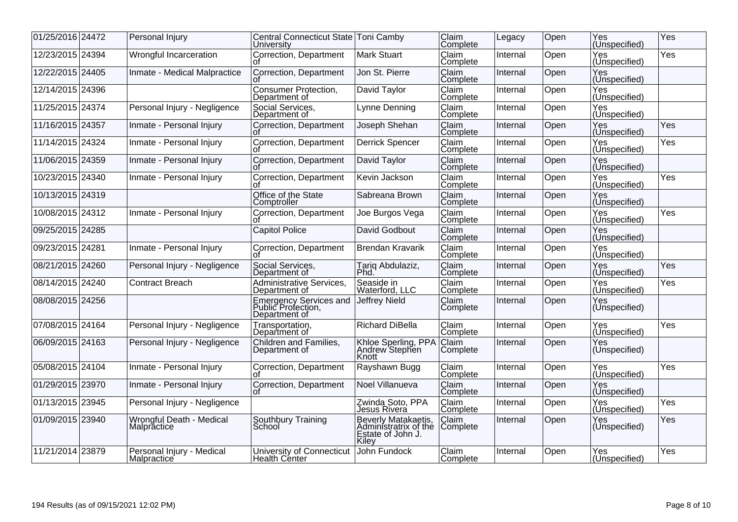| | | | | | | | | | |
|---|---|---|---|---|---|---|---|---|---|
| 01/25/2016 | 24472 | Personal Injury | Central Connecticut State University | Toni Camby | Claim Complete | Legacy | Open | Yes (Unspecified) | Yes |
| 12/23/2015 | 24394 | Wrongful Incarceration | Correction, Department of | Mark Stuart | Claim Complete | Internal | Open | Yes (Unspecified) | Yes |
| 12/22/2015 | 24405 | Inmate - Medical Malpractice | Correction, Department of | Jon St. Pierre | Claim Complete | Internal | Open | Yes (Unspecified) | |
| 12/14/2015 | 24396 | | Consumer Protection, Department of | David Taylor | Claim Complete | Internal | Open | Yes (Unspecified) | |
| 11/25/2015 | 24374 | Personal Injury - Negligence | Social Services, Department of | Lynne Denning | Claim Complete | Internal | Open | Yes (Unspecified) | |
| 11/16/2015 | 24357 | Inmate - Personal Injury | Correction, Department of | Joseph Shehan | Claim Complete | Internal | Open | Yes (Unspecified) | Yes |
| 11/14/2015 | 24324 | Inmate - Personal Injury | Correction, Department of | Derrick Spencer | Claim Complete | Internal | Open | Yes (Unspecified) | Yes |
| 11/06/2015 | 24359 | Inmate - Personal Injury | Correction, Department of | David Taylor | Claim Complete | Internal | Open | Yes (Unspecified) | |
| 10/23/2015 | 24340 | Inmate - Personal Injury | Correction, Department of | Kevin Jackson | Claim Complete | Internal | Open | Yes (Unspecified) | Yes |
| 10/13/2015 | 24319 | | Office of the State Comptroller | Sabreana Brown | Claim Complete | Internal | Open | Yes (Unspecified) | |
| 10/08/2015 | 24312 | Inmate - Personal Injury | Correction, Department of | Joe Burgos Vega | Claim Complete | Internal | Open | Yes (Unspecified) | Yes |
| 09/25/2015 | 24285 | | Capitol Police | David Godbout | Claim Complete | Internal | Open | Yes (Unspecified) | |
| 09/23/2015 | 24281 | Inmate - Personal Injury | Correction, Department of | Brendan Kravarik | Claim Complete | Internal | Open | Yes (Unspecified) | |
| 08/21/2015 | 24260 | Personal Injury - Negligence | Social Services, Department of | Tariq Abdulaziz, Phd. | Claim Complete | Internal | Open | Yes (Unspecified) | Yes |
| 08/14/2015 | 24240 | Contract Breach | Administrative Services, Department of | Seaside in Waterford, LLC | Claim Complete | Internal | Open | Yes (Unspecified) | Yes |
| 08/08/2015 | 24256 | | Emergency Services and Public Protection, Department of | Jeffrey Nield | Claim Complete | Internal | Open | Yes (Unspecified) | |
| 07/08/2015 | 24164 | Personal Injury - Negligence | Transportation, Department of | Richard DiBella | Claim Complete | Internal | Open | Yes (Unspecified) | Yes |
| 06/09/2015 | 24163 | Personal Injury - Negligence | Children and Families, Department of | Khloe Sperling, PPA Andrew Stephen Knott | Claim Complete | Internal | Open | Yes (Unspecified) | |
| 05/08/2015 | 24104 | Inmate - Personal Injury | Correction, Department of | Rayshawn Bugg | Claim Complete | Internal | Open | Yes (Unspecified) | Yes |
| 01/29/2015 | 23970 | Inmate - Personal Injury | Correction, Department of | Noel Villanueva | Claim Complete | Internal | Open | Yes (Unspecified) | |
| 01/13/2015 | 23945 | Personal Injury - Negligence | | Zwinda Soto, PPA Jesus Rivera | Claim Complete | Internal | Open | Yes (Unspecified) | Yes |
| 01/09/2015 | 23940 | Wrongful Death - Medical Malpractice | Southbury Training School | Beverly Matakaetis, Administratrix of the Estate of John J. Kiley | Claim Complete | Internal | Open | Yes (Unspecified) | Yes |
| 11/21/2014 | 23879 | Personal Injury - Medical Malpractice | University of Connecticut Health Center | John Fundock | Claim Complete | Internal | Open | Yes (Unspecified) | Yes |

194 Results (as of 09/15/2021 12:02 PM)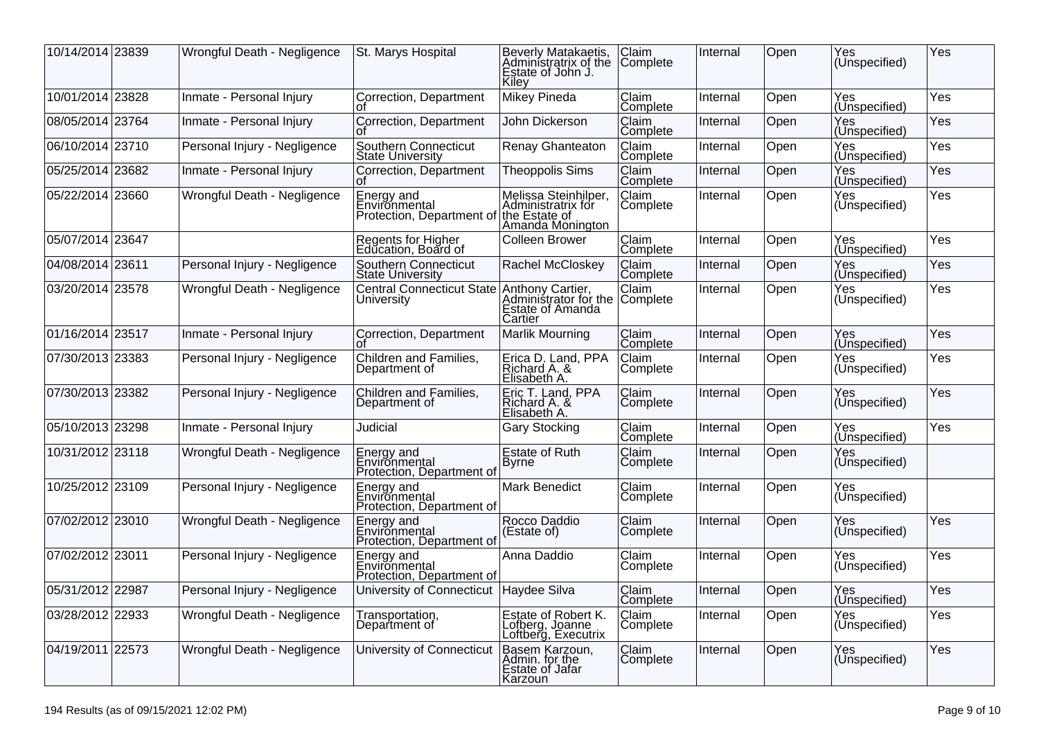| | | | | | | | | | |
|---|---|---|---|---|---|---|---|---|---|
| 10/14/2014 | 23839 | Wrongful Death - Negligence | St. Marys Hospital | Beverly Matakaetis, Administratrix of the Estate of John J. Kiley | Claim Complete | Internal | Open | Yes (Unspecified) | Yes |
| 10/01/2014 | 23828 | Inmate - Personal Injury | Correction, Department of | Mikey Pineda | Claim Complete | Internal | Open | Yes (Unspecified) | Yes |
| 08/05/2014 | 23764 | Inmate - Personal Injury | Correction, Department of | John Dickerson | Claim Complete | Internal | Open | Yes (Unspecified) | Yes |
| 06/10/2014 | 23710 | Personal Injury - Negligence | Southern Connecticut State University | Renay Ghanteaton | Claim Complete | Internal | Open | Yes (Unspecified) | Yes |
| 05/25/2014 | 23682 | Inmate - Personal Injury | Correction, Department of | Theoppolis Sims | Claim Complete | Internal | Open | Yes (Unspecified) | Yes |
| 05/22/2014 | 23660 | Wrongful Death - Negligence | Energy and Environmental Protection, Department of | Melissa Steinhilper, Administratrix for the Estate of Amanda Monington | Claim Complete | Internal | Open | Yes (Unspecified) | Yes |
| 05/07/2014 | 23647 | | Regents for Higher Education, Board of | Colleen Brower | Claim Complete | Internal | Open | Yes (Unspecified) | Yes |
| 04/08/2014 | 23611 | Personal Injury - Negligence | Southern Connecticut State University | Rachel McCloskey | Claim Complete | Internal | Open | Yes (Unspecified) | Yes |
| 03/20/2014 | 23578 | Wrongful Death - Negligence | Central Connecticut State University | Anthony Cartier, Administrator for the Estate of Amanda Cartier | Claim Complete | Internal | Open | Yes (Unspecified) | Yes |
| 01/16/2014 | 23517 | Inmate - Personal Injury | Correction, Department of | Marlik Mourning | Claim Complete | Internal | Open | Yes (Unspecified) | Yes |
| 07/30/2013 | 23383 | Personal Injury - Negligence | Children and Families, Department of | Erica D. Land, PPA Richard A. & Elisabeth A. | Claim Complete | Internal | Open | Yes (Unspecified) | Yes |
| 07/30/2013 | 23382 | Personal Injury - Negligence | Children and Families, Department of | Eric T. Land, PPA Richard A. & Elisabeth A. | Claim Complete | Internal | Open | Yes (Unspecified) | Yes |
| 05/10/2013 | 23298 | Inmate - Personal Injury | Judicial | Gary Stocking | Claim Complete | Internal | Open | Yes (Unspecified) | Yes |
| 10/31/2012 | 23118 | Wrongful Death - Negligence | Energy and Environmental Protection, Department of | Estate of Ruth Byrne | Claim Complete | Internal | Open | Yes (Unspecified) | |
| 10/25/2012 | 23109 | Personal Injury - Negligence | Energy and Environmental Protection, Department of | Mark Benedict | Claim Complete | Internal | Open | Yes (Unspecified) | |
| 07/02/2012 | 23010 | Wrongful Death - Negligence | Energy and Environmental Protection, Department of | Rocco Daddio (Estate of) | Claim Complete | Internal | Open | Yes (Unspecified) | Yes |
| 07/02/2012 | 23011 | Personal Injury - Negligence | Energy and Environmental Protection, Department of | Anna Daddio | Claim Complete | Internal | Open | Yes (Unspecified) | Yes |
| 05/31/2012 | 22987 | Personal Injury - Negligence | University of Connecticut | Haydee Silva | Claim Complete | Internal | Open | Yes (Unspecified) | Yes |
| 03/28/2012 | 22933 | Wrongful Death - Negligence | Transportation, Department of | Estate of Robert K. Lofberg, Joanne Loftberg, Executrix | Claim Complete | Internal | Open | Yes (Unspecified) | Yes |
| 04/19/2011 | 22573 | Wrongful Death - Negligence | University of Connecticut | Basem Karzoun, Admin. for the Estate of Jafar Karzoun | Claim Complete | Internal | Open | Yes (Unspecified) | Yes |

194 Results (as of 09/15/2021 12:02 PM)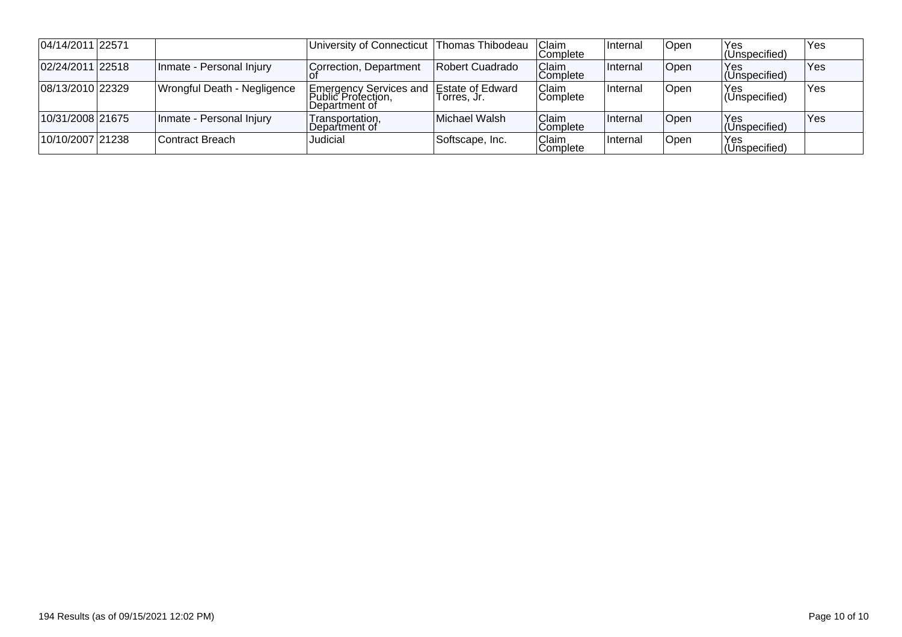| | | | | | | | | | |
|---|---|---|---|---|---|---|---|---|---|
| 04/14/2011 | 22571 | | University of Connecticut | Thomas Thibodeau | Claim Complete | Internal | Open | Yes (Unspecified) | Yes |
| 02/24/2011 | 22518 | Inmate - Personal Injury | Correction, Department of | Robert Cuadrado | Claim Complete | Internal | Open | Yes (Unspecified) | Yes |
| 08/13/2010 | 22329 | Wrongful Death - Negligence | Emergency Services and Public Protection, Department of | Estate of Edward Torres, Jr. | Claim Complete | Internal | Open | Yes (Unspecified) | Yes |
| 10/31/2008 | 21675 | Inmate - Personal Injury | Transportation, Department of | Michael Walsh | Claim Complete | Internal | Open | Yes (Unspecified) | Yes |
| 10/10/2007 | 21238 | Contract Breach | Judicial | Softscape, Inc. | Claim Complete | Internal | Open | Yes (Unspecified) | |

194 Results (as of 09/15/2021 12:02 PM)